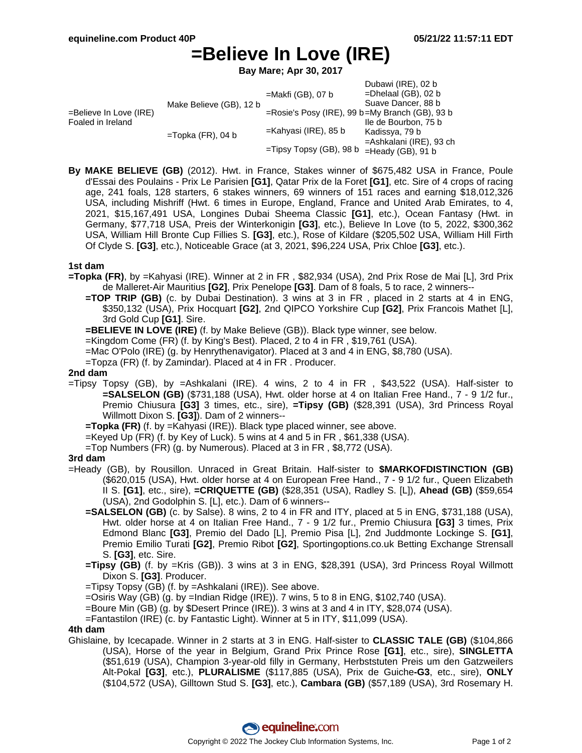# =Believe In Love (IRE)

**Bay Mare; Apr 30, 2017**

| | | | |
|---|---|---|---|
| =Believe In Love (IRE) Foaled in Ireland | Make Believe (GB), 12 b | =Makfi (GB), 07 b | Dubawi (IRE), 02 b |
| | | | =Dhelaal (GB), 02 b |
| | | =Rosie's Posy (IRE), 99 b | Suave Dancer, 88 b |
| | | | =My Branch (GB), 93 b |
| | =Topka (FR), 04 b | =Kahyasi (IRE), 85 b | Ile de Bourbon, 75 b |
| | | | Kadissya, 79 b |
| | | =Tipsy Topsy (GB), 98 b | =Ashkalani (IRE), 93 ch |
| | | | =Heady (GB), 91 b |

**By MAKE BELIEVE (GB)** (2012). Hwt. in France, Stakes winner of $675,482 USA in France, Poule d'Essai des Poulains - Prix Le Parisien **[G1]**, Qatar Prix de la Foret **[G1]**, etc. Sire of 4 crops of racing age, 241 foals, 128 starters, 6 stakes winners, 69 winners of 151 races and earning $18,012,326 USA, including Mishriff (Hwt. 6 times in Europe, England, France and United Arab Emirates, to 4, 2021, $15,167,491 USA, Longines Dubai Sheema Classic **[G1]**, etc.), Ocean Fantasy (Hwt. in Germany, $77,718 USA, Preis der Winterkonigin **[G3]**, etc.), Believe In Love (to 5, 2022, $300,362 USA, William Hill Bronte Cup Fillies S. **[G3]**, etc.), Rose of Kildare ($205,502 USA, William Hill Firth Of Clyde S. **[G3]**, etc.), Noticeable Grace (at 3, 2021, $96,224 USA, Prix Chloe **[G3]**, etc.).

### 1st dam

**=Topka (FR)**, by =Kahyasi (IRE). Winner at 2 in FR , $82,934 (USA), 2nd Prix Rose de Mai [L], 3rd Prix de Malleret-Air Mauritius **[G2]**, Prix Penelope **[G3]**. Dam of 8 foals, 5 to race, 2 winners--

- **=TOP TRIP (GB)** (c. by Dubai Destination). 3 wins at 3 in FR , placed in 2 starts at 4 in ENG, $350,132 (USA), Prix Hocquart **[G2]**, 2nd QIPCO Yorkshire Cup **[G2]**, Prix Francois Mathet [L], 3rd Gold Cup **[G1]**. Sire.
- **=BELIEVE IN LOVE (IRE)** (f. by Make Believe (GB)). Black type winner, see below.
- =Kingdom Come (FR) (f. by King's Best). Placed, 2 to 4 in FR , $19,761 (USA).
- =Mac O'Polo (IRE) (g. by Henrythenavigator). Placed at 3 and 4 in ENG, $8,780 (USA).
- =Topza (FR) (f. by Zamindar). Placed at 4 in FR . Producer.

### 2nd dam

=Tipsy Topsy (GB), by =Ashkalani (IRE). 4 wins, 2 to 4 in FR , $43,522 (USA). Half-sister to **=SALSELON (GB)** ($731,188 (USA), Hwt. older horse at 4 on Italian Free Hand., 7 - 9 1/2 fur., Premio Chiusura **[G3]** 3 times, etc., sire), **=Tipsy (GB)** ($28,391 (USA), 3rd Princess Royal Willmott Dixon S. **[G3]**). Dam of 2 winners--

- **=Topka (FR)** (f. by =Kahyasi (IRE)). Black type placed winner, see above.
- =Keyed Up (FR) (f. by Key of Luck). 5 wins at 4 and 5 in FR , $61,338 (USA).
- =Top Numbers (FR) (g. by Numerous). Placed at 3 in FR , $8,772 (USA).

### 3rd dam

=Heady (GB), by Rousillon. Unraced in Great Britain. Half-sister to **$MARKOFDISTINCTION (GB)** ($620,015 (USA), Hwt. older horse at 4 on European Free Hand., 7 - 9 1/2 fur., Queen Elizabeth II S. **[G1]**, etc., sire), **=CRIQUETTE (GB)** ($28,351 (USA), Radley S. [L]), **Ahead (GB)** ($59,654 (USA), 2nd Godolphin S. [L], etc.). Dam of 6 winners--

- **=SALSELON (GB)** (c. by Salse). 8 wins, 2 to 4 in FR and ITY, placed at 5 in ENG, $731,188 (USA), Hwt. older horse at 4 on Italian Free Hand., 7 - 9 1/2 fur., Premio Chiusura **[G3]** 3 times, Prix Edmond Blanc **[G3]**, Premio del Dado [L], Premio Pisa [L], 2nd Juddmonte Lockinge S. **[G1]**, Premio Emilio Turati **[G2]**, Premio Ribot **[G2]**, Sportingoptions.co.uk Betting Exchange Strensall S. **[G3]**, etc. Sire.
- **=Tipsy (GB)** (f. by =Kris (GB)). 3 wins at 3 in ENG, $28,391 (USA), 3rd Princess Royal Willmott Dixon S. **[G3]**. Producer.
- =Tipsy Topsy (GB) (f. by =Ashkalani (IRE)). See above.
- =Osiris Way (GB) (g. by =Indian Ridge (IRE)). 7 wins, 5 to 8 in ENG, $102,740 (USA).
- =Boure Min (GB) (g. by $Desert Prince (IRE)). 3 wins at 3 and 4 in ITY, $28,074 (USA).
- =Fantastilon (IRE) (c. by Fantastic Light). Winner at 5 in ITY, $11,099 (USA).

### 4th dam

Ghislaine, by Icecapade. Winner in 2 starts at 3 in ENG. Half-sister to **CLASSIC TALE (GB)** ($104,866 (USA), Horse of the year in Belgium, Grand Prix Prince Rose **[G1]**, etc., sire), **SINGLETTA** ($51,619 (USA), Champion 3-year-old filly in Germany, Herbststuten Preis um den Gatzweilers Alt-Pokal **[G3]**, etc.), **PLURALISME** ($117,885 (USA), Prix de Guiche-**G3**, etc., sire), **ONLY** ($104,572 (USA), Gilltown Stud S. **[G3]**, etc.), **Cambara (GB)** ($57,189 (USA), 3rd Rosemary H.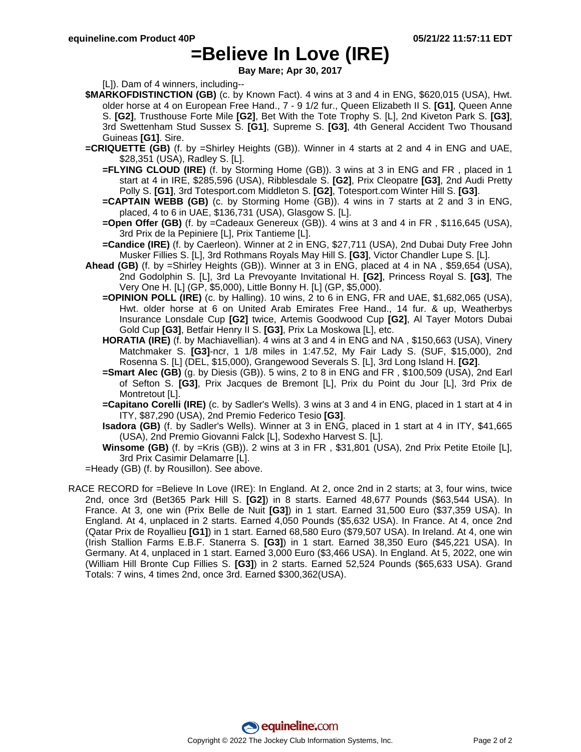# =Believe In Love (IRE)

**Bay Mare; Apr 30, 2017**

[L]). Dam of 4 winners, including--

**$MARKOFDISTINCTION (GB)** (c. by Known Fact). 4 wins at 3 and 4 in ENG, $620,015 (USA), Hwt. older horse at 4 on European Free Hand., 7 - 9 1/2 fur., Queen Elizabeth II S. **[G1]**, Queen Anne S. **[G2]**, Trusthouse Forte Mile **[G2]**, Bet With the Tote Trophy S. [L], 2nd Kiveton Park S. **[G3]**, 3rd Swettenham Stud Sussex S. **[G1]**, Supreme S. **[G3]**, 4th General Accident Two Thousand Guineas **[G1]**. Sire.

**=CRIQUETTE (GB)** (f. by =Shirley Heights (GB)). Winner in 4 starts at 2 and 4 in ENG and UAE, $28,351 (USA), Radley S. [L].

**=FLYING CLOUD (IRE)** (f. by Storming Home (GB)). 3 wins at 3 in ENG and FR , placed in 1 start at 4 in IRE, $285,596 (USA), Ribblesdale S. **[G2]**, Prix Cleopatre **[G3]**, 2nd Audi Pretty Polly S. **[G1]**, 3rd Totesport.com Middleton S. **[G2]**, Totesport.com Winter Hill S. **[G3]**.

**=CAPTAIN WEBB (GB)** (c. by Storming Home (GB)). 4 wins in 7 starts at 2 and 3 in ENG, placed, 4 to 6 in UAE, $136,731 (USA), Glasgow S. [L].

**=Open Offer (GB)** (f. by =Cadeaux Genereux (GB)). 4 wins at 3 and 4 in FR , $116,645 (USA), 3rd Prix de la Pepiniere [L], Prix Tantieme [L].

**=Candice (IRE)** (f. by Caerleon). Winner at 2 in ENG, $27,711 (USA), 2nd Dubai Duty Free John Musker Fillies S. [L], 3rd Rothmans Royals May Hill S. **[G3]**, Victor Chandler Lupe S. [L].

**Ahead (GB)** (f. by =Shirley Heights (GB)). Winner at 3 in ENG, placed at 4 in NA , $59,654 (USA), 2nd Godolphin S. [L], 3rd La Prevoyante Invitational H. **[G2]**, Princess Royal S. **[G3]**, The Very One H. [L] (GP, $5,000), Little Bonny H. [L] (GP, $5,000).

**=OPINION POLL (IRE)** (c. by Halling). 10 wins, 2 to 6 in ENG, FR and UAE, $1,682,065 (USA), Hwt. older horse at 6 on United Arab Emirates Free Hand., 14 fur. & up, Weatherbys Insurance Lonsdale Cup **[G2]** twice, Artemis Goodwood Cup **[G2]**, Al Tayer Motors Dubai Gold Cup **[G3]**, Betfair Henry II S. **[G3]**, Prix La Moskowa [L], etc.

**HORATIA (IRE)** (f. by Machiavellian). 4 wins at 3 and 4 in ENG and NA , $150,663 (USA), Vinery Matchmaker S. **[G3]**-ncr, 1 1/8 miles in 1:47.52, My Fair Lady S. (SUF, $15,000), 2nd Rosenna S. [L] (DEL, $15,000), Grangewood Severals S. [L], 3rd Long Island H. **[G2]**.

**=Smart Alec (GB)** (g. by Diesis (GB)). 5 wins, 2 to 8 in ENG and FR , $100,509 (USA), 2nd Earl of Sefton S. **[G3]**, Prix Jacques de Bremont [L], Prix du Point du Jour [L], 3rd Prix de Montretout [L].

**=Capitano Corelli (IRE)** (c. by Sadler's Wells). 3 wins at 3 and 4 in ENG, placed in 1 start at 4 in ITY, $87,290 (USA), 2nd Premio Federico Tesio **[G3]**.

**Isadora (GB)** (f. by Sadler's Wells). Winner at 3 in ENG, placed in 1 start at 4 in ITY, $41,665 (USA), 2nd Premio Giovanni Falck [L], Sodexho Harvest S. [L].

**Winsome (GB)** (f. by =Kris (GB)). 2 wins at 3 in FR , $31,801 (USA), 2nd Prix Petite Etoile [L], 3rd Prix Casimir Delamarre [L].

=Heady (GB) (f. by Rousillon). See above.

RACE RECORD for =Believe In Love (IRE): In England. At 2, once 2nd in 2 starts; at 3, four wins, twice 2nd, once 3rd (Bet365 Park Hill S. **[G2]**) in 8 starts. Earned 48,677 Pounds ($63,544 USA). In France. At 3, one win (Prix Belle de Nuit **[G3]**) in 1 start. Earned 31,500 Euro ($37,359 USA). In England. At 4, unplaced in 2 starts. Earned 4,050 Pounds ($5,632 USA). In France. At 4, once 2nd (Qatar Prix de Royallieu **[G1]**) in 1 start. Earned 68,580 Euro ($79,507 USA). In Ireland. At 4, one win (Irish Stallion Farms E.B.F. Stanerra S. **[G3]**) in 1 start. Earned 38,350 Euro ($45,221 USA). In Germany. At 4, unplaced in 1 start. Earned 3,000 Euro ($3,466 USA). In England. At 5, 2022, one win (William Hill Bronte Cup Fillies S. **[G3]**) in 2 starts. Earned 52,524 Pounds ($65,633 USA). Grand Totals: 7 wins, 4 times 2nd, once 3rd. Earned $300,362(USA).